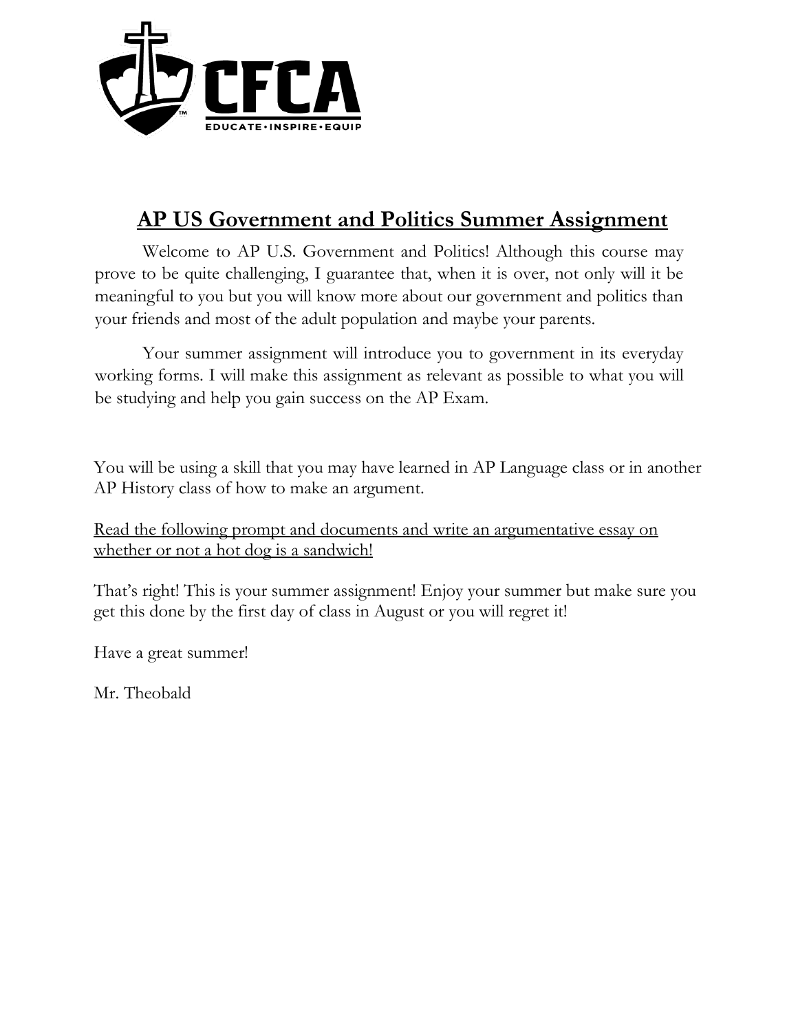## AP US Government and Politics Summer Assignment

Welcome to AP U.S. Government and Politics! Although this course may prove to be quite challenging, I guarantee that, when it is over, not only will it be meaningful to you but you will know more about our government and politics than your friends and most of the adult population and maybe your parents.

Your summer assignment will introduce you to government in its everyday working forms. I will make this assignment as relevant as possible to what you will be studying and help you gain success on the AP Exam.

You will be using a skill that you may have learned in AP Language class or in another AP History class of how to make an argument.

Read the following prompt and documents and write an argumentative essay on whether or not a hot dog is a sandwich!

That's right! This is your summer assignment! Enjoy your summer but make sure you get this done by the first day of class in August or you will regret it!

Have a great summer!

Mr. Theobald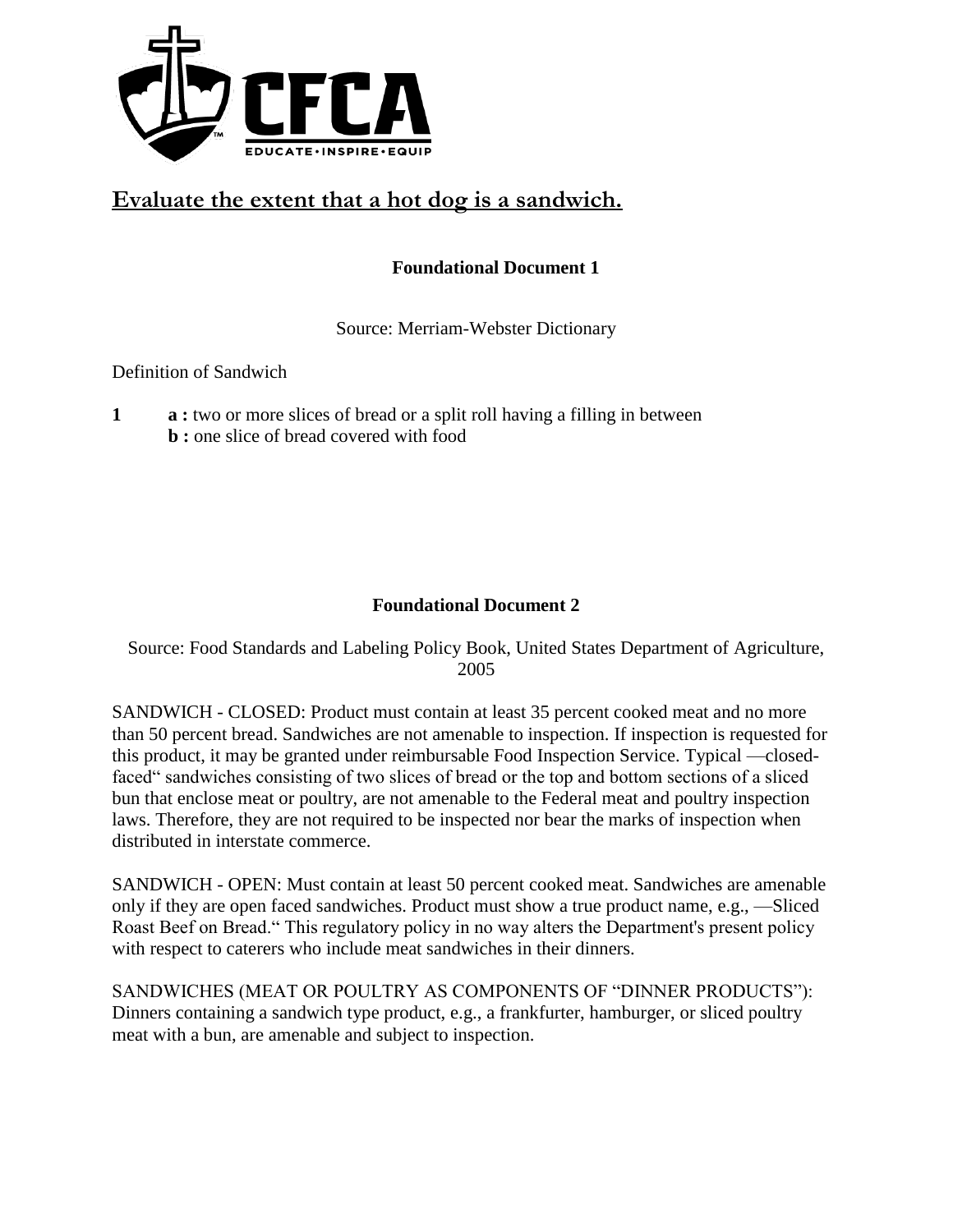# Evaluate the extent that a hot dog is a sandwich.

## Foundational Document 1

Source: Merriam-Webster Dictionary

Definition of Sandwich

**1** **a :** two or more slices of bread or a split roll having a filling in between
**b :** one slice of bread covered with food

## Foundational Document 2

Source: Food Standards and Labeling Policy Book, United States Department of Agriculture, 2005

SANDWICH - CLOSED: Product must contain at least 35 percent cooked meat and no more than 50 percent bread. Sandwiches are not amenable to inspection. If inspection is requested for this product, it may be granted under reimbursable Food Inspection Service. Typical —closed-faced" sandwiches consisting of two slices of bread or the top and bottom sections of a sliced bun that enclose meat or poultry, are not amenable to the Federal meat and poultry inspection laws. Therefore, they are not required to be inspected nor bear the marks of inspection when distributed in interstate commerce.

SANDWICH - OPEN: Must contain at least 50 percent cooked meat. Sandwiches are amenable only if they are open faced sandwiches. Product must show a true product name, e.g., —Sliced Roast Beef on Bread." This regulatory policy in no way alters the Department's present policy with respect to caterers who include meat sandwiches in their dinners.

SANDWICHES (MEAT OR POULTRY AS COMPONENTS OF "DINNER PRODUCTS"): Dinners containing a sandwich type product, e.g., a frankfurter, hamburger, or sliced poultry meat with a bun, are amenable and subject to inspection.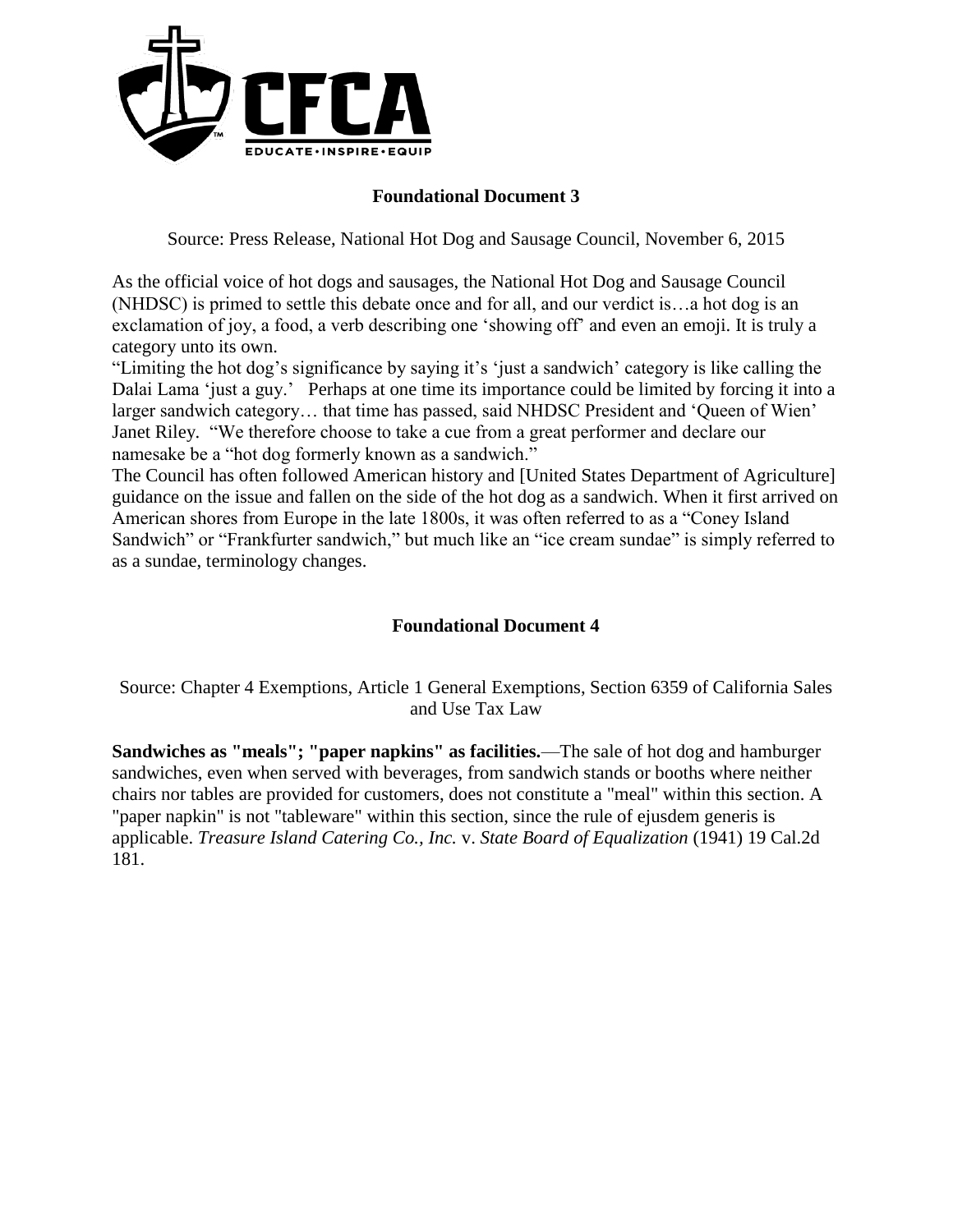## Foundational Document 3

Source: Press Release, National Hot Dog and Sausage Council, November 6, 2015

As the official voice of hot dogs and sausages, the National Hot Dog and Sausage Council (NHDSC) is primed to settle this debate once and for all, and our verdict is…a hot dog is an exclamation of joy, a food, a verb describing one 'showing off' and even an emoji. It is truly a category unto its own.

"Limiting the hot dog's significance by saying it's 'just a sandwich' category is like calling the Dalai Lama 'just a guy.' Perhaps at one time its importance could be limited by forcing it into a larger sandwich category… that time has passed, said NHDSC President and 'Queen of Wien' Janet Riley. "We therefore choose to take a cue from a great performer and declare our namesake be a "hot dog formerly known as a sandwich."

The Council has often followed American history and [United States Department of Agriculture] guidance on the issue and fallen on the side of the hot dog as a sandwich. When it first arrived on American shores from Europe in the late 1800s, it was often referred to as a "Coney Island Sandwich" or "Frankfurter sandwich," but much like an "ice cream sundae" is simply referred to as a sundae, terminology changes.

## Foundational Document 4

Source: Chapter 4 Exemptions, Article 1 General Exemptions, Section 6359 of California Sales and Use Tax Law

**Sandwiches as "meals"; "paper napkins" as facilities.**—The sale of hot dog and hamburger sandwiches, even when served with beverages, from sandwich stands or booths where neither chairs nor tables are provided for customers, does not constitute a "meal" within this section. A "paper napkin" is not "tableware" within this section, since the rule of ejusdem generis is applicable. *Treasure Island Catering Co., Inc.* v. *State Board of Equalization* (1941) 19 Cal.2d 181.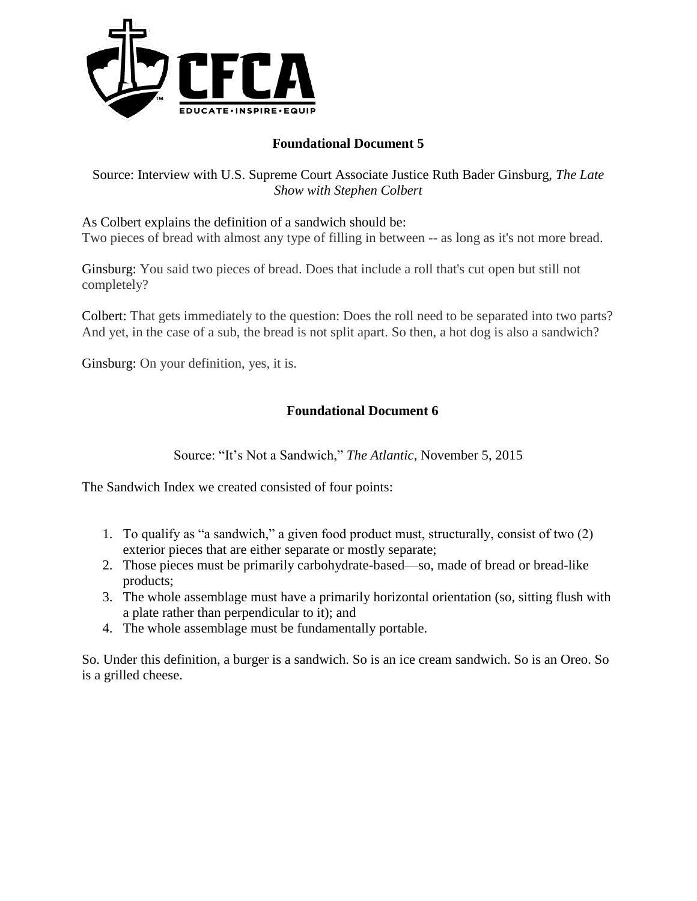## Foundational Document 5

Source: Interview with U.S. Supreme Court Associate Justice Ruth Bader Ginsburg, *The Late Show with Stephen Colbert*

As Colbert explains the definition of a sandwich should be:
Two pieces of bread with almost any type of filling in between -- as long as it's not more bread.

Ginsburg: You said two pieces of bread. Does that include a roll that's cut open but still not completely?

Colbert: That gets immediately to the question: Does the roll need to be separated into two parts? And yet, in the case of a sub, the bread is not split apart. So then, a hot dog is also a sandwich?

Ginsburg: On your definition, yes, it is.

## Foundational Document 6

Source: "It's Not a Sandwich," *The Atlantic*, November 5, 2015

The Sandwich Index we created consisted of four points:

1. To qualify as "a sandwich," a given food product must, structurally, consist of two (2) exterior pieces that are either separate or mostly separate;
2. Those pieces must be primarily carbohydrate-based—so, made of bread or bread-like products;
3. The whole assemblage must have a primarily horizontal orientation (so, sitting flush with a plate rather than perpendicular to it); and
4. The whole assemblage must be fundamentally portable.

So. Under this definition, a burger is a sandwich. So is an ice cream sandwich. So is an Oreo. So is a grilled cheese.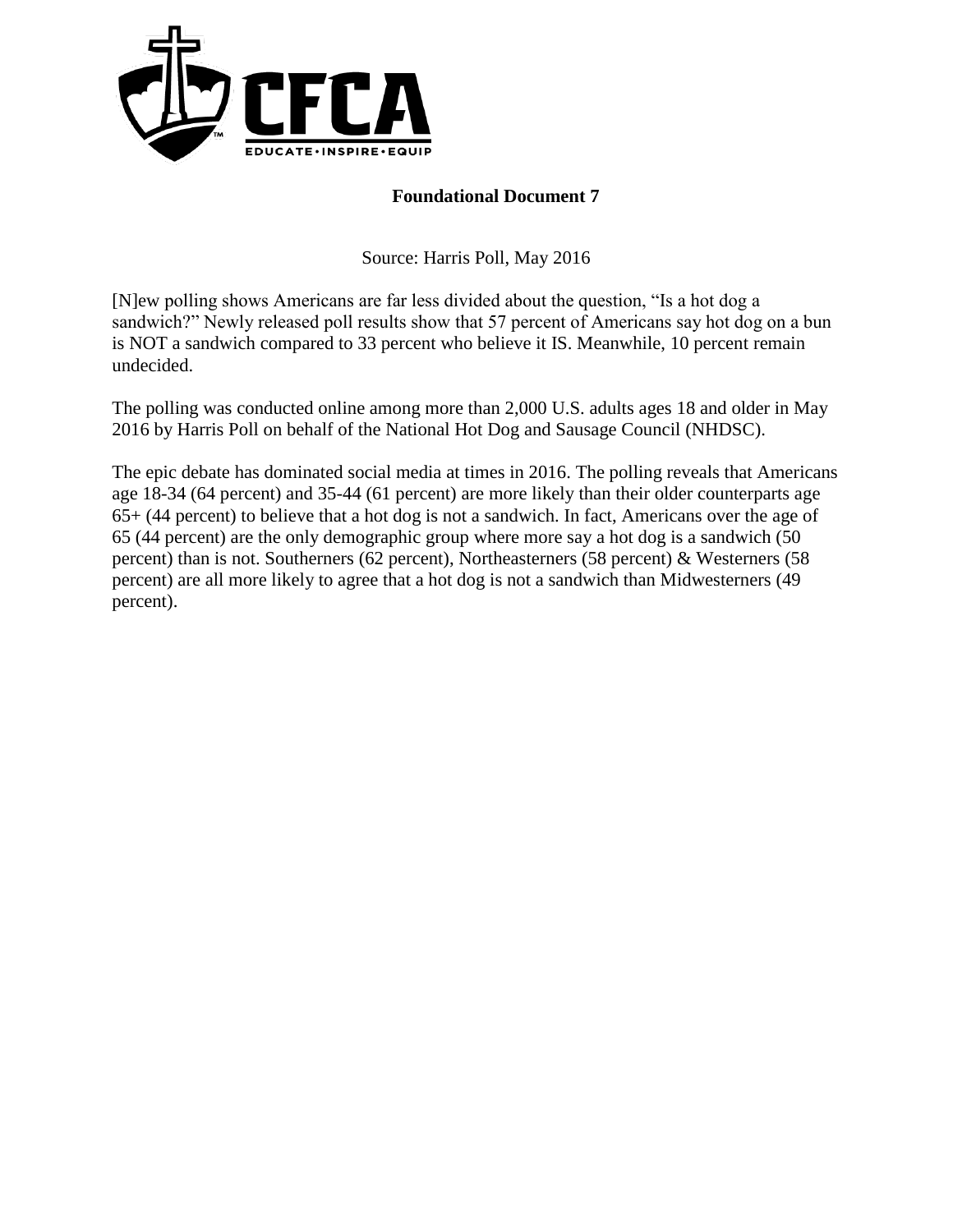CFCA

EDUCATE • INSPIRE • EQUIP

## Foundational Document 7

Source: Harris Poll, May 2016

[N]ew polling shows Americans are far less divided about the question, "Is a hot dog a sandwich?" Newly released poll results show that 57 percent of Americans say hot dog on a bun is NOT a sandwich compared to 33 percent who believe it IS. Meanwhile, 10 percent remain undecided.

The polling was conducted online among more than 2,000 U.S. adults ages 18 and older in May 2016 by Harris Poll on behalf of the National Hot Dog and Sausage Council (NHDSC).

The epic debate has dominated social media at times in 2016. The polling reveals that Americans age 18-34 (64 percent) and 35-44 (61 percent) are more likely than their older counterparts age 65+ (44 percent) to believe that a hot dog is not a sandwich. In fact, Americans over the age of 65 (44 percent) are the only demographic group where more say a hot dog is a sandwich (50 percent) than is not. Southerners (62 percent), Northeasterners (58 percent) & Westerners (58 percent) are all more likely to agree that a hot dog is not a sandwich than Midwesterners (49 percent).